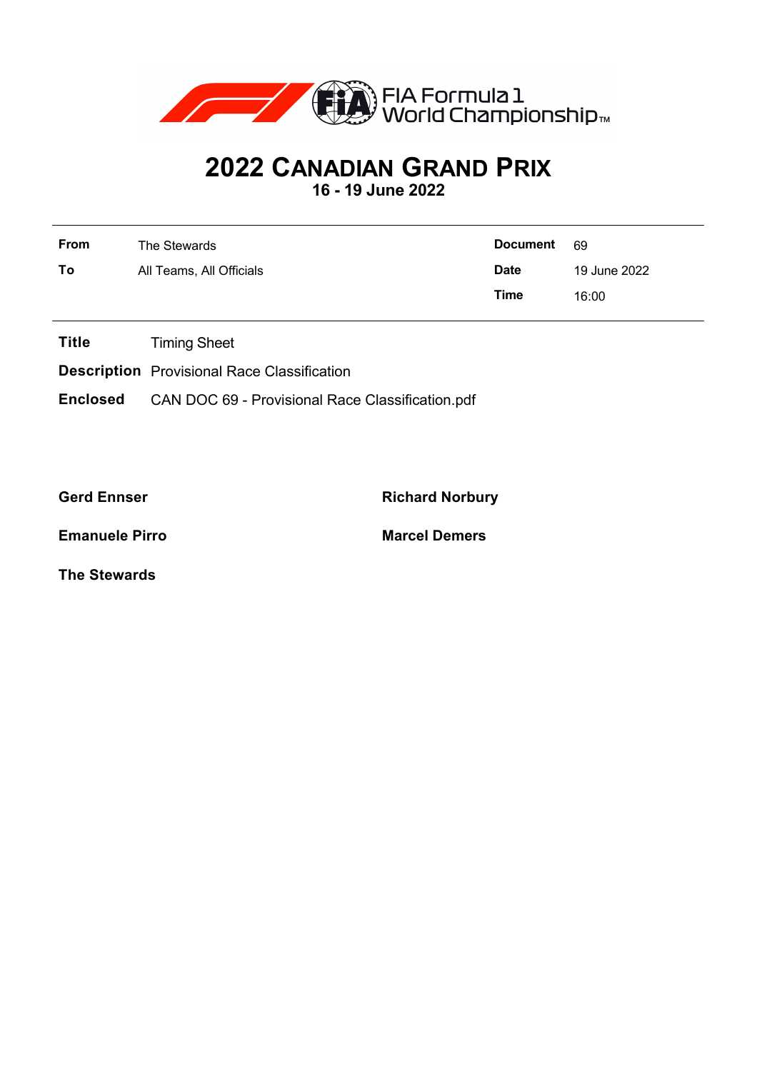# 2022 CANADIAN GRAND PRIX

**16 - 19 June 2022**

| | | | |
|---|---|---|---|
| **From** | The Stewards | **Document** | 69 |
| **To** | All Teams, All Officials | **Date** | 19 June 2022 |
| | | **Time** | 16:00 |

**Title** Timing Sheet

**Description** Provisional Race Classification

**Enclosed** CAN DOC 69 - Provisional Race Classification.pdf

**Gerd Ennser**

**Richard Norbury**

**Emanuele Pirro**

**Marcel Demers**

**The Stewards**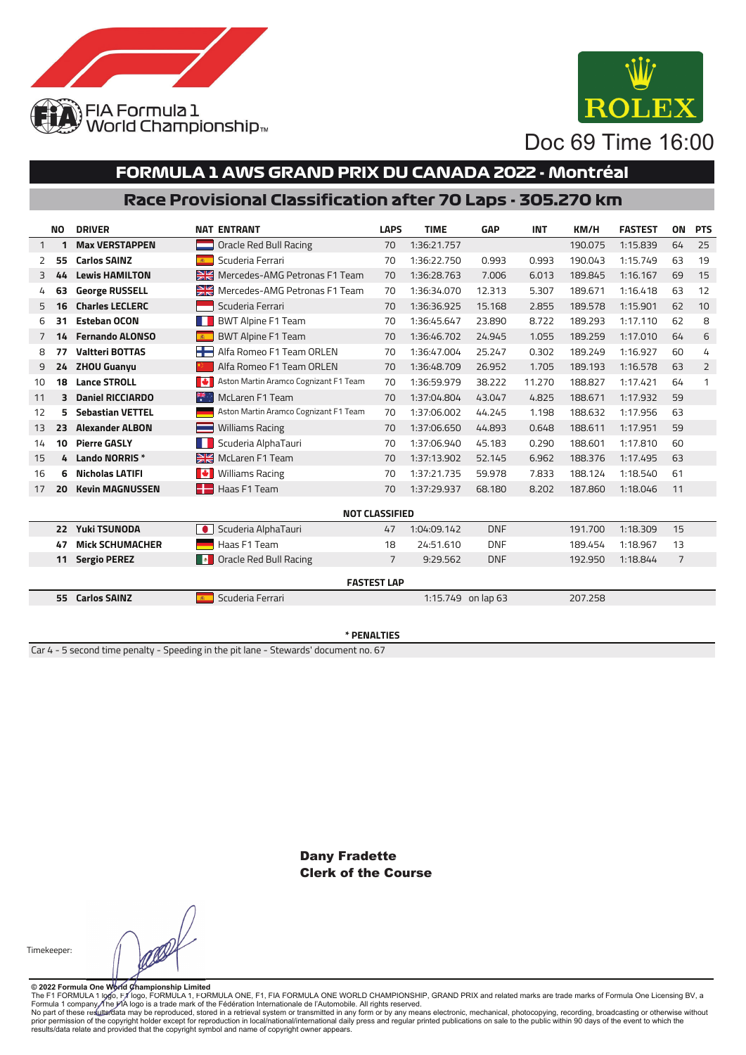FIA Formula 1 World Championship

Doc 69 Time 16:00

# FORMULA 1 AWS GRAND PRIX DU CANADA 2022 - Montréal

## Race Provisional Classification after 70 Laps - 305.270 km

| | NO | DRIVER | NAT ENTRANT | LAPS | TIME | GAP | INT | KM/H | FASTEST | ON | PTS |
|---|---|---|---|---|---|---|---|---|---|---|---|
| 1 | 1 | **Max VERSTAPPEN** | Oracle Red Bull Racing | 70 | 1:36:21.757 | | | 190.075 | 1:15.839 | 64 | 25 |
| 2 | 55 | **Carlos SAINZ** | Scuderia Ferrari | 70 | 1:36:22.750 | 0.993 | 0.993 | 190.043 | 1:15.749 | 63 | 19 |
| 3 | 44 | **Lewis HAMILTON** | Mercedes-AMG Petronas F1 Team | 70 | 1:36:28.763 | 7.006 | 6.013 | 189.845 | 1:16.167 | 69 | 15 |
| 4 | 63 | **George RUSSELL** | Mercedes-AMG Petronas F1 Team | 70 | 1:36:34.070 | 12.313 | 5.307 | 189.671 | 1:16.418 | 63 | 12 |
| 5 | 16 | **Charles LECLERC** | Scuderia Ferrari | 70 | 1:36:36.925 | 15.168 | 2.855 | 189.578 | 1:15.901 | 62 | 10 |
| 6 | 31 | **Esteban OCON** | BWT Alpine F1 Team | 70 | 1:36:45.647 | 23.890 | 8.722 | 189.293 | 1:17.110 | 62 | 8 |
| 7 | 14 | **Fernando ALONSO** | BWT Alpine F1 Team | 70 | 1:36:46.702 | 24.945 | 1.055 | 189.259 | 1:17.010 | 64 | 6 |
| 8 | 77 | **Valtteri BOTTAS** | Alfa Romeo F1 Team ORLEN | 70 | 1:36:47.004 | 25.247 | 0.302 | 189.249 | 1:16.927 | 60 | 4 |
| 9 | 24 | **ZHOU Guanyu** | Alfa Romeo F1 Team ORLEN | 70 | 1:36:48.709 | 26.952 | 1.705 | 189.193 | 1:16.578 | 63 | 2 |
| 10 | 18 | **Lance STROLL** | Aston Martin Aramco Cognizant F1 Team | 70 | 1:36:59.979 | 38.222 | 11.270 | 188.827 | 1:17.421 | 64 | 1 |
| 11 | 3 | **Daniel RICCIARDO** | McLaren F1 Team | 70 | 1:37:04.804 | 43.047 | 4.825 | 188.671 | 1:17.932 | 59 | |
| 12 | 5 | **Sebastian VETTEL** | Aston Martin Aramco Cognizant F1 Team | 70 | 1:37:06.002 | 44.245 | 1.198 | 188.632 | 1:17.956 | 63 | |
| 13 | 23 | **Alexander ALBON** | Williams Racing | 70 | 1:37:06.650 | 44.893 | 0.648 | 188.611 | 1:17.951 | 59 | |
| 14 | 10 | **Pierre GASLY** | Scuderia AlphaTauri | 70 | 1:37:06.940 | 45.183 | 0.290 | 188.601 | 1:17.810 | 60 | |
| 15 | 4 | **Lando NORRIS** * | McLaren F1 Team | 70 | 1:37:13.902 | 52.145 | 6.962 | 188.376 | 1:17.495 | 63 | |
| 16 | 6 | **Nicholas LATIFI** | Williams Racing | 70 | 1:37:21.735 | 59.978 | 7.833 | 188.124 | 1:18.540 | 61 | |
| 17 | 20 | **Kevin MAGNUSSEN** | Haas F1 Team | 70 | 1:37:29.937 | 68.180 | 8.202 | 187.860 | 1:18.046 | 11 | |

**NOT CLASSIFIED**

| NO | DRIVER | NAT ENTRANT | LAPS | TIME | GAP | KM/H | FASTEST | ON |
|---|---|---|---|---|---|---|---|---|
| 22 | **Yuki TSUNODA** | Scuderia AlphaTauri | 47 | 1:04:09.142 | DNF | 191.700 | 1:18.309 | 15 |
| 47 | **Mick SCHUMACHER** | Haas F1 Team | 18 | 24:51.610 | DNF | 189.454 | 1:18.967 | 13 |
| 11 | **Sergio PEREZ** | Oracle Red Bull Racing | 7 | 9:29.562 | DNF | 192.950 | 1:18.844 | 7 |

**FASTEST LAP**

| NO | DRIVER | NAT ENTRANT | TIME | LAP | KM/H |
|---|---|---|---|---|---|
| 55 | **Carlos SAINZ** | Scuderia Ferrari | 1:15.749 | on lap 63 | 207.258 |

**\* PENALTIES**

Car 4 - 5 second time penalty - Speeding in the pit lane - Stewards' document no. 67

**Dany Fradette**
**Clerk of the Course**

Timekeeper:

**© 2022 Formula One World Championship Limited**
The F1 FORMULA 1 logo, F1 logo, FORMULA 1, FORMULA ONE, F1, FIA FORMULA ONE WORLD CHAMPIONSHIP, GRAND PRIX and related marks are trade marks of Formula One Licensing BV, a Formula 1 company. The FIA logo is a trade mark of the Fédération Internationale de l'Automobile. All rights reserved.
No part of these results/data may be reproduced, stored in a retrieval system or transmitted in any form or by any means electronic, mechanical, photocopying, recording, broadcasting or otherwise without prior permission of the copyright holder except for reproduction in local/national/international daily press and regular printed publications on sale to the public within 90 days of the event to which the results/data relate and provided that the copyright symbol and name of copyright owner appears.